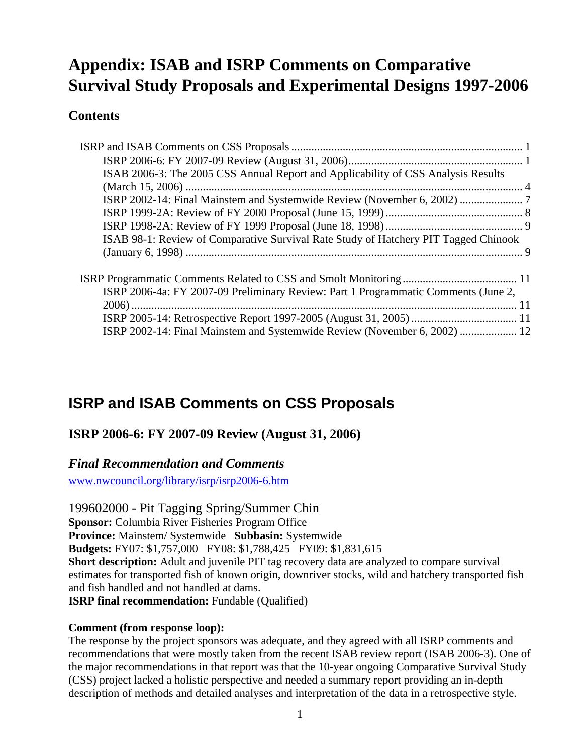# Appendix: ISAB and ISRP Comments on Comparative Survival Study Proposals and Experimental Designs 1997-2006

## Contents

- ISRP and ISAB Comments on CSS Proposals ........ 1
  - ISRP 2006-6: FY 2007-09 Review (August 31, 2006) ........ 1
  - ISAB 2006-3: The 2005 CSS Annual Report and Applicability of CSS Analysis Results (March 15, 2006) ........ 4
  - ISRP 2002-14: Final Mainstem and Systemwide Review (November 6, 2002) ........ 7
  - ISRP 1999-2A: Review of FY 2000 Proposal (June 15, 1999) ........ 8
  - ISRP 1998-2A: Review of FY 1999 Proposal (June 18, 1998) ........ 9
  - ISAB 98-1: Review of Comparative Survival Rate Study of Hatchery PIT Tagged Chinook (January 6, 1998) ........ 9
- ISRP Programmatic Comments Related to CSS and Smolt Monitoring ........ 11
  - ISRP 2006-4a: FY 2007-09 Preliminary Review: Part 1 Programmatic Comments (June 2, 2006) ........ 11
  - ISRP 2005-14: Retrospective Report 1997-2005 (August 31, 2005) ........ 11
  - ISRP 2002-14: Final Mainstem and Systemwide Review (November 6, 2002) ........ 12

## ISRP and ISAB Comments on CSS Proposals

### ISRP 2006-6: FY 2007-09 Review (August 31, 2006)

#### *Final Recommendation and Comments*

www.nwcouncil.org/library/isrp/isrp2006-6.htm

199602000 - Pit Tagging Spring/Summer Chin

**Sponsor:** Columbia River Fisheries Program Office

**Province:** Mainstem/ Systemwide **Subbasin:** Systemwide

**Budgets:** FY07: $1,757,000 FY08: $1,788,425 FY09: $1,831,615

**Short description:** Adult and juvenile PIT tag recovery data are analyzed to compare survival estimates for transported fish of known origin, downriver stocks, wild and hatchery transported fish and fish handled and not handled at dams.

**ISRP final recommendation:** Fundable (Qualified)

**Comment (from response loop):**

The response by the project sponsors was adequate, and they agreed with all ISRP comments and recommendations that were mostly taken from the recent ISAB review report (ISAB 2006-3). One of the major recommendations in that report was that the 10-year ongoing Comparative Survival Study (CSS) project lacked a holistic perspective and needed a summary report providing an in-depth description of methods and detailed analyses and interpretation of the data in a retrospective style.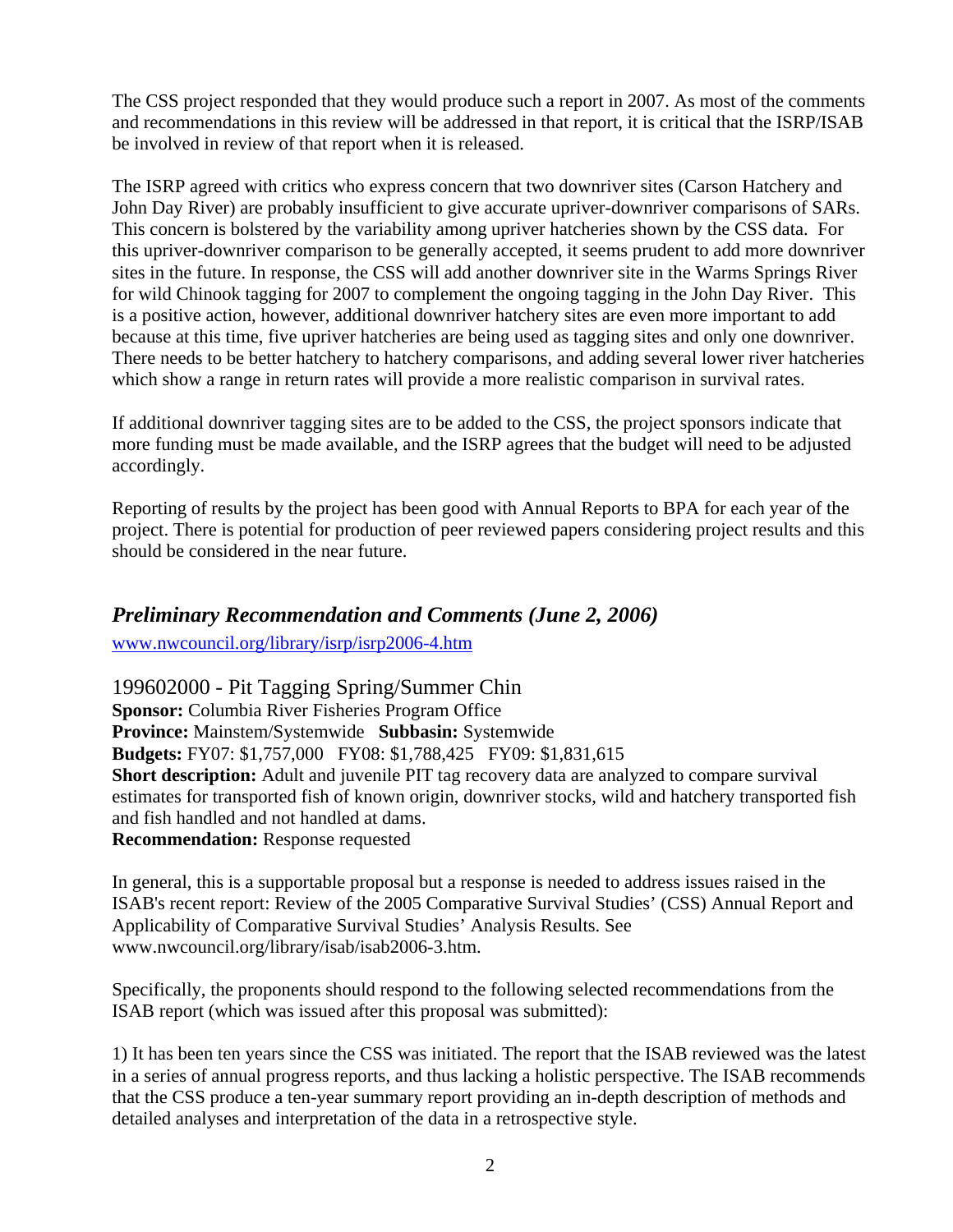The CSS project responded that they would produce such a report in 2007. As most of the comments and recommendations in this review will be addressed in that report, it is critical that the ISRP/ISAB be involved in review of that report when it is released.

The ISRP agreed with critics who express concern that two downriver sites (Carson Hatchery and John Day River) are probably insufficient to give accurate upriver-downriver comparisons of SARs. This concern is bolstered by the variability among upriver hatcheries shown by the CSS data. For this upriver-downriver comparison to be generally accepted, it seems prudent to add more downriver sites in the future. In response, the CSS will add another downriver site in the Warms Springs River for wild Chinook tagging for 2007 to complement the ongoing tagging in the John Day River. This is a positive action, however, additional downriver hatchery sites are even more important to add because at this time, five upriver hatcheries are being used as tagging sites and only one downriver. There needs to be better hatchery to hatchery comparisons, and adding several lower river hatcheries which show a range in return rates will provide a more realistic comparison in survival rates.

If additional downriver tagging sites are to be added to the CSS, the project sponsors indicate that more funding must be made available, and the ISRP agrees that the budget will need to be adjusted accordingly.

Reporting of results by the project has been good with Annual Reports to BPA for each year of the project. There is potential for production of peer reviewed papers considering project results and this should be considered in the near future.

## *Preliminary Recommendation and Comments (June 2, 2006)*

www.nwcouncil.org/library/isrp/isrp2006-4.htm

### 199602000 - Pit Tagging Spring/Summer Chin

**Sponsor:** Columbia River Fisheries Program Office
**Province:** Mainstem/Systemwide **Subbasin:** Systemwide
**Budgets:** FY07: $1,757,000 FY08: $1,788,425 FY09: $1,831,615
**Short description:** Adult and juvenile PIT tag recovery data are analyzed to compare survival estimates for transported fish of known origin, downriver stocks, wild and hatchery transported fish and fish handled and not handled at dams.
**Recommendation:** Response requested

In general, this is a supportable proposal but a response is needed to address issues raised in the ISAB's recent report: Review of the 2005 Comparative Survival Studies' (CSS) Annual Report and Applicability of Comparative Survival Studies' Analysis Results. See www.nwcouncil.org/library/isab/isab2006-3.htm.

Specifically, the proponents should respond to the following selected recommendations from the ISAB report (which was issued after this proposal was submitted):

1) It has been ten years since the CSS was initiated. The report that the ISAB reviewed was the latest in a series of annual progress reports, and thus lacking a holistic perspective. The ISAB recommends that the CSS produce a ten-year summary report providing an in-depth description of methods and detailed analyses and interpretation of the data in a retrospective style.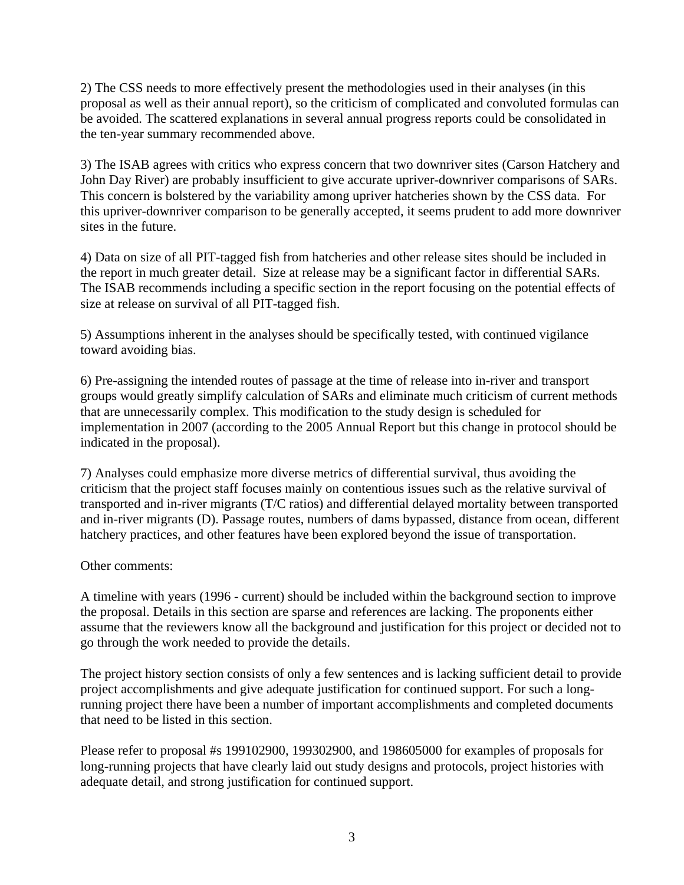2) The CSS needs to more effectively present the methodologies used in their analyses (in this proposal as well as their annual report), so the criticism of complicated and convoluted formulas can be avoided. The scattered explanations in several annual progress reports could be consolidated in the ten-year summary recommended above.

3) The ISAB agrees with critics who express concern that two downriver sites (Carson Hatchery and John Day River) are probably insufficient to give accurate upriver-downriver comparisons of SARs. This concern is bolstered by the variability among upriver hatcheries shown by the CSS data. For this upriver-downriver comparison to be generally accepted, it seems prudent to add more downriver sites in the future.

4) Data on size of all PIT-tagged fish from hatcheries and other release sites should be included in the report in much greater detail. Size at release may be a significant factor in differential SARs. The ISAB recommends including a specific section in the report focusing on the potential effects of size at release on survival of all PIT-tagged fish.

5) Assumptions inherent in the analyses should be specifically tested, with continued vigilance toward avoiding bias.

6) Pre-assigning the intended routes of passage at the time of release into in-river and transport groups would greatly simplify calculation of SARs and eliminate much criticism of current methods that are unnecessarily complex. This modification to the study design is scheduled for implementation in 2007 (according to the 2005 Annual Report but this change in protocol should be indicated in the proposal).

7) Analyses could emphasize more diverse metrics of differential survival, thus avoiding the criticism that the project staff focuses mainly on contentious issues such as the relative survival of transported and in-river migrants (T/C ratios) and differential delayed mortality between transported and in-river migrants (D). Passage routes, numbers of dams bypassed, distance from ocean, different hatchery practices, and other features have been explored beyond the issue of transportation.

Other comments:

A timeline with years (1996 - current) should be included within the background section to improve the proposal. Details in this section are sparse and references are lacking. The proponents either assume that the reviewers know all the background and justification for this project or decided not to go through the work needed to provide the details.

The project history section consists of only a few sentences and is lacking sufficient detail to provide project accomplishments and give adequate justification for continued support. For such a long-running project there have been a number of important accomplishments and completed documents that need to be listed in this section.

Please refer to proposal #s 199102900, 199302900, and 198605000 for examples of proposals for long-running projects that have clearly laid out study designs and protocols, project histories with adequate detail, and strong justification for continued support.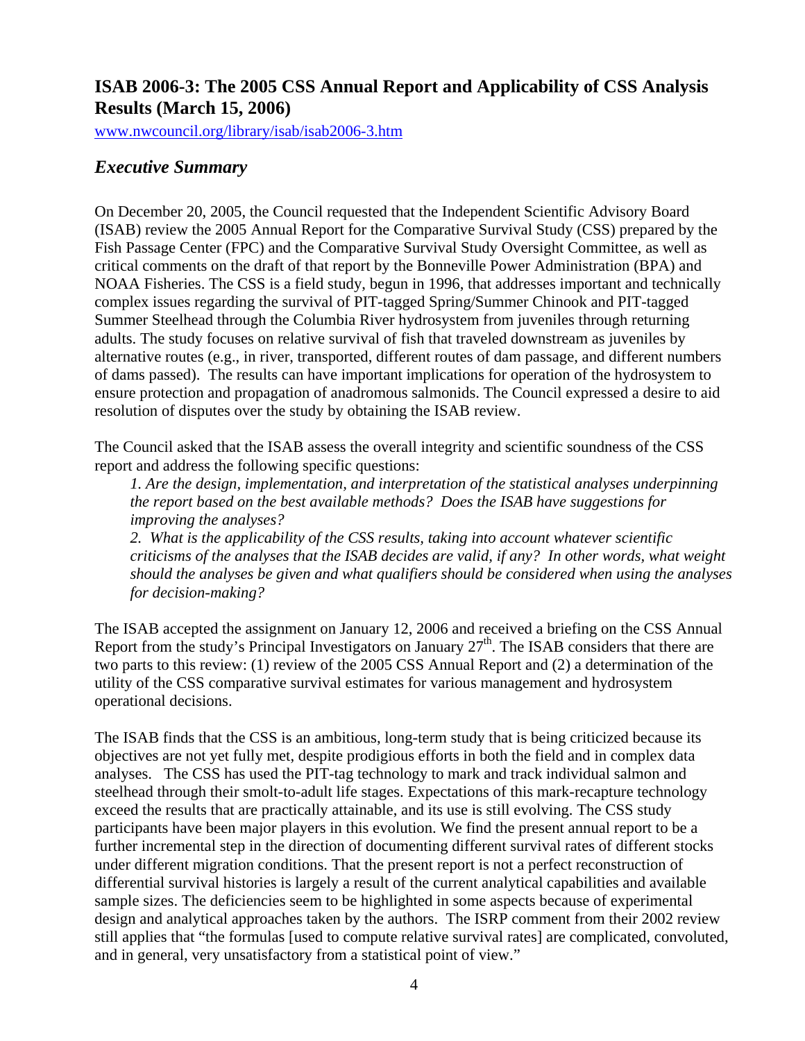## ISAB 2006-3: The 2005 CSS Annual Report and Applicability of CSS Analysis Results (March 15, 2006)

www.nwcouncil.org/library/isab/isab2006-3.htm

### *Executive Summary*

On December 20, 2005, the Council requested that the Independent Scientific Advisory Board (ISAB) review the 2005 Annual Report for the Comparative Survival Study (CSS) prepared by the Fish Passage Center (FPC) and the Comparative Survival Study Oversight Committee, as well as critical comments on the draft of that report by the Bonneville Power Administration (BPA) and NOAA Fisheries. The CSS is a field study, begun in 1996, that addresses important and technically complex issues regarding the survival of PIT-tagged Spring/Summer Chinook and PIT-tagged Summer Steelhead through the Columbia River hydrosystem from juveniles through returning adults. The study focuses on relative survival of fish that traveled downstream as juveniles by alternative routes (e.g., in river, transported, different routes of dam passage, and different numbers of dams passed). The results can have important implications for operation of the hydrosystem to ensure protection and propagation of anadromous salmonids. The Council expressed a desire to aid resolution of disputes over the study by obtaining the ISAB review.

The Council asked that the ISAB assess the overall integrity and scientific soundness of the CSS report and address the following specific questions:

> *1. Are the design, implementation, and interpretation of the statistical analyses underpinning the report based on the best available methods? Does the ISAB have suggestions for improving the analyses?*
>
> *2. What is the applicability of the CSS results, taking into account whatever scientific criticisms of the analyses that the ISAB decides are valid, if any? In other words, what weight should the analyses be given and what qualifiers should be considered when using the analyses for decision-making?*

The ISAB accepted the assignment on January 12, 2006 and received a briefing on the CSS Annual Report from the study's Principal Investigators on January 27th. The ISAB considers that there are two parts to this review: (1) review of the 2005 CSS Annual Report and (2) a determination of the utility of the CSS comparative survival estimates for various management and hydrosystem operational decisions.

The ISAB finds that the CSS is an ambitious, long-term study that is being criticized because its objectives are not yet fully met, despite prodigious efforts in both the field and in complex data analyses. The CSS has used the PIT-tag technology to mark and track individual salmon and steelhead through their smolt-to-adult life stages. Expectations of this mark-recapture technology exceed the results that are practically attainable, and its use is still evolving. The CSS study participants have been major players in this evolution. We find the present annual report to be a further incremental step in the direction of documenting different survival rates of different stocks under different migration conditions. That the present report is not a perfect reconstruction of differential survival histories is largely a result of the current analytical capabilities and available sample sizes. The deficiencies seem to be highlighted in some aspects because of experimental design and analytical approaches taken by the authors. The ISRP comment from their 2002 review still applies that "the formulas [used to compute relative survival rates] are complicated, convoluted, and in general, very unsatisfactory from a statistical point of view."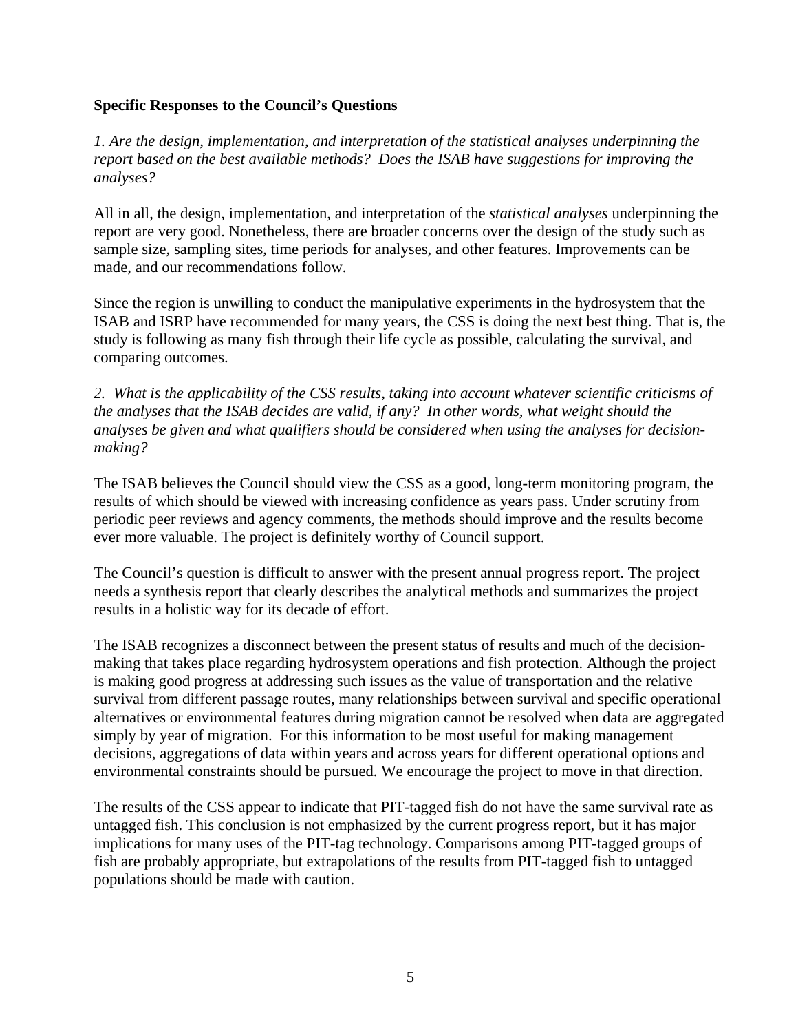**Specific Responses to the Council's Questions**

*1. Are the design, implementation, and interpretation of the statistical analyses underpinning the report based on the best available methods? Does the ISAB have suggestions for improving the analyses?*

All in all, the design, implementation, and interpretation of the *statistical analyses* underpinning the report are very good. Nonetheless, there are broader concerns over the design of the study such as sample size, sampling sites, time periods for analyses, and other features. Improvements can be made, and our recommendations follow.

Since the region is unwilling to conduct the manipulative experiments in the hydrosystem that the ISAB and ISRP have recommended for many years, the CSS is doing the next best thing. That is, the study is following as many fish through their life cycle as possible, calculating the survival, and comparing outcomes.

*2. What is the applicability of the CSS results, taking into account whatever scientific criticisms of the analyses that the ISAB decides are valid, if any? In other words, what weight should the analyses be given and what qualifiers should be considered when using the analyses for decision-making?*

The ISAB believes the Council should view the CSS as a good, long-term monitoring program, the results of which should be viewed with increasing confidence as years pass. Under scrutiny from periodic peer reviews and agency comments, the methods should improve and the results become ever more valuable. The project is definitely worthy of Council support.

The Council's question is difficult to answer with the present annual progress report. The project needs a synthesis report that clearly describes the analytical methods and summarizes the project results in a holistic way for its decade of effort.

The ISAB recognizes a disconnect between the present status of results and much of the decision-making that takes place regarding hydrosystem operations and fish protection. Although the project is making good progress at addressing such issues as the value of transportation and the relative survival from different passage routes, many relationships between survival and specific operational alternatives or environmental features during migration cannot be resolved when data are aggregated simply by year of migration. For this information to be most useful for making management decisions, aggregations of data within years and across years for different operational options and environmental constraints should be pursued. We encourage the project to move in that direction.

The results of the CSS appear to indicate that PIT-tagged fish do not have the same survival rate as untagged fish. This conclusion is not emphasized by the current progress report, but it has major implications for many uses of the PIT-tag technology. Comparisons among PIT-tagged groups of fish are probably appropriate, but extrapolations of the results from PIT-tagged fish to untagged populations should be made with caution.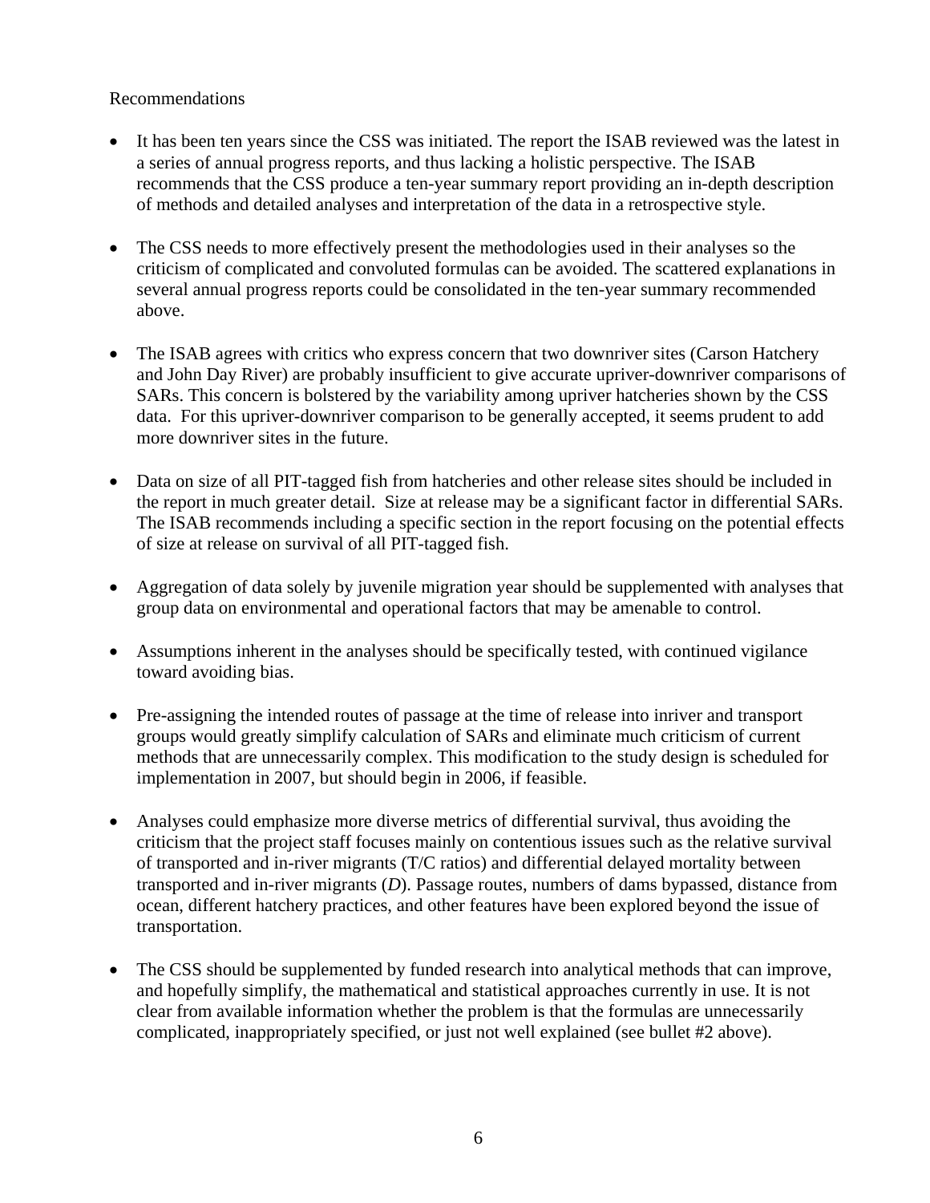Recommendations

- It has been ten years since the CSS was initiated. The report the ISAB reviewed was the latest in a series of annual progress reports, and thus lacking a holistic perspective. The ISAB recommends that the CSS produce a ten-year summary report providing an in-depth description of methods and detailed analyses and interpretation of the data in a retrospective style.

- The CSS needs to more effectively present the methodologies used in their analyses so the criticism of complicated and convoluted formulas can be avoided. The scattered explanations in several annual progress reports could be consolidated in the ten-year summary recommended above.

- The ISAB agrees with critics who express concern that two downriver sites (Carson Hatchery and John Day River) are probably insufficient to give accurate upriver-downriver comparisons of SARs. This concern is bolstered by the variability among upriver hatcheries shown by the CSS data. For this upriver-downriver comparison to be generally accepted, it seems prudent to add more downriver sites in the future.

- Data on size of all PIT-tagged fish from hatcheries and other release sites should be included in the report in much greater detail. Size at release may be a significant factor in differential SARs. The ISAB recommends including a specific section in the report focusing on the potential effects of size at release on survival of all PIT-tagged fish.

- Aggregation of data solely by juvenile migration year should be supplemented with analyses that group data on environmental and operational factors that may be amenable to control.

- Assumptions inherent in the analyses should be specifically tested, with continued vigilance toward avoiding bias.

- Pre-assigning the intended routes of passage at the time of release into inriver and transport groups would greatly simplify calculation of SARs and eliminate much criticism of current methods that are unnecessarily complex. This modification to the study design is scheduled for implementation in 2007, but should begin in 2006, if feasible.

- Analyses could emphasize more diverse metrics of differential survival, thus avoiding the criticism that the project staff focuses mainly on contentious issues such as the relative survival of transported and in-river migrants (T/C ratios) and differential delayed mortality between transported and in-river migrants (*D*). Passage routes, numbers of dams bypassed, distance from ocean, different hatchery practices, and other features have been explored beyond the issue of transportation.

- The CSS should be supplemented by funded research into analytical methods that can improve, and hopefully simplify, the mathematical and statistical approaches currently in use. It is not clear from available information whether the problem is that the formulas are unnecessarily complicated, inappropriately specified, or just not well explained (see bullet #2 above).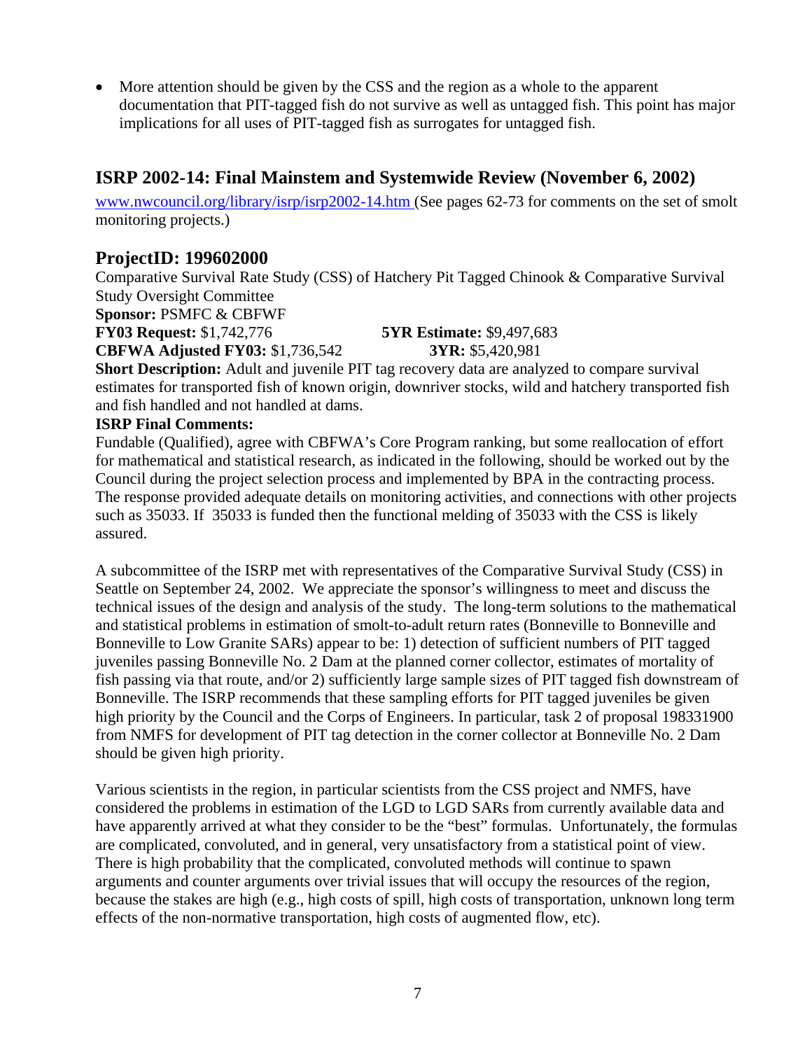- More attention should be given by the CSS and the region as a whole to the apparent documentation that PIT-tagged fish do not survive as well as untagged fish. This point has major implications for all uses of PIT-tagged fish as surrogates for untagged fish.

## ISRP 2002-14: Final Mainstem and Systemwide Review (November 6, 2002)

www.nwcouncil.org/library/isrp/isrp2002-14.htm (See pages 62-73 for comments on the set of smolt monitoring projects.)

## ProjectID: 199602000

Comparative Survival Rate Study (CSS) of Hatchery Pit Tagged Chinook & Comparative Survival Study Oversight Committee
**Sponsor:** PSMFC & CBFWF
**FY03 Request:** $1,742,776 **5YR Estimate:** $9,497,683
**CBFWA Adjusted FY03:** $1,736,542 **3YR:** $5,420,981
**Short Description:** Adult and juvenile PIT tag recovery data are analyzed to compare survival estimates for transported fish of known origin, downriver stocks, wild and hatchery transported fish and fish handled and not handled at dams.
**ISRP Final Comments:**
Fundable (Qualified), agree with CBFWA's Core Program ranking, but some reallocation of effort for mathematical and statistical research, as indicated in the following, should be worked out by the Council during the project selection process and implemented by BPA in the contracting process. The response provided adequate details on monitoring activities, and connections with other projects such as 35033. If 35033 is funded then the functional melding of 35033 with the CSS is likely assured.

A subcommittee of the ISRP met with representatives of the Comparative Survival Study (CSS) in Seattle on September 24, 2002. We appreciate the sponsor's willingness to meet and discuss the technical issues of the design and analysis of the study. The long-term solutions to the mathematical and statistical problems in estimation of smolt-to-adult return rates (Bonneville to Bonneville and Bonneville to Low Granite SARs) appear to be: 1) detection of sufficient numbers of PIT tagged juveniles passing Bonneville No. 2 Dam at the planned corner collector, estimates of mortality of fish passing via that route, and/or 2) sufficiently large sample sizes of PIT tagged fish downstream of Bonneville. The ISRP recommends that these sampling efforts for PIT tagged juveniles be given high priority by the Council and the Corps of Engineers. In particular, task 2 of proposal 198331900 from NMFS for development of PIT tag detection in the corner collector at Bonneville No. 2 Dam should be given high priority.

Various scientists in the region, in particular scientists from the CSS project and NMFS, have considered the problems in estimation of the LGD to LGD SARs from currently available data and have apparently arrived at what they consider to be the "best" formulas. Unfortunately, the formulas are complicated, convoluted, and in general, very unsatisfactory from a statistical point of view. There is high probability that the complicated, convoluted methods will continue to spawn arguments and counter arguments over trivial issues that will occupy the resources of the region, because the stakes are high (e.g., high costs of spill, high costs of transportation, unknown long term effects of the non-normative transportation, high costs of augmented flow, etc).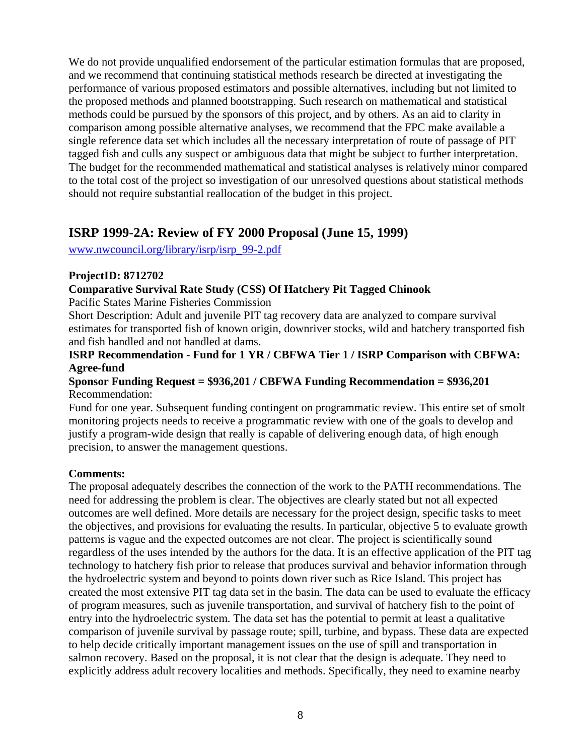We do not provide unqualified endorsement of the particular estimation formulas that are proposed, and we recommend that continuing statistical methods research be directed at investigating the performance of various proposed estimators and possible alternatives, including but not limited to the proposed methods and planned bootstrapping. Such research on mathematical and statistical methods could be pursued by the sponsors of this project, and by others. As an aid to clarity in comparison among possible alternative analyses, we recommend that the FPC make available a single reference data set which includes all the necessary interpretation of route of passage of PIT tagged fish and culls any suspect or ambiguous data that might be subject to further interpretation. The budget for the recommended mathematical and statistical analyses is relatively minor compared to the total cost of the project so investigation of our unresolved questions about statistical methods should not require substantial reallocation of the budget in this project.

## ISRP 1999-2A: Review of FY 2000 Proposal (June 15, 1999)

www.nwcouncil.org/library/isrp/isrp_99-2.pdf

**ProjectID: 8712702**

**Comparative Survival Rate Study (CSS) Of Hatchery Pit Tagged Chinook**

Pacific States Marine Fisheries Commission

Short Description: Adult and juvenile PIT tag recovery data are analyzed to compare survival estimates for transported fish of known origin, downriver stocks, wild and hatchery transported fish and fish handled and not handled at dams.

**ISRP Recommendation - Fund for 1 YR / CBFWA Tier 1 / ISRP Comparison with CBFWA: Agree-fund**

**Sponsor Funding Request = $936,201 / CBFWA Funding Recommendation = $936,201**

Recommendation:

Fund for one year. Subsequent funding contingent on programmatic review. This entire set of smolt monitoring projects needs to receive a programmatic review with one of the goals to develop and justify a program-wide design that really is capable of delivering enough data, of high enough precision, to answer the management questions.

**Comments:**

The proposal adequately describes the connection of the work to the PATH recommendations. The need for addressing the problem is clear. The objectives are clearly stated but not all expected outcomes are well defined. More details are necessary for the project design, specific tasks to meet the objectives, and provisions for evaluating the results. In particular, objective 5 to evaluate growth patterns is vague and the expected outcomes are not clear. The project is scientifically sound regardless of the uses intended by the authors for the data. It is an effective application of the PIT tag technology to hatchery fish prior to release that produces survival and behavior information through the hydroelectric system and beyond to points down river such as Rice Island. This project has created the most extensive PIT tag data set in the basin. The data can be used to evaluate the efficacy of program measures, such as juvenile transportation, and survival of hatchery fish to the point of entry into the hydroelectric system. The data set has the potential to permit at least a qualitative comparison of juvenile survival by passage route; spill, turbine, and bypass. These data are expected to help decide critically important management issues on the use of spill and transportation in salmon recovery. Based on the proposal, it is not clear that the design is adequate. They need to explicitly address adult recovery localities and methods. Specifically, they need to examine nearby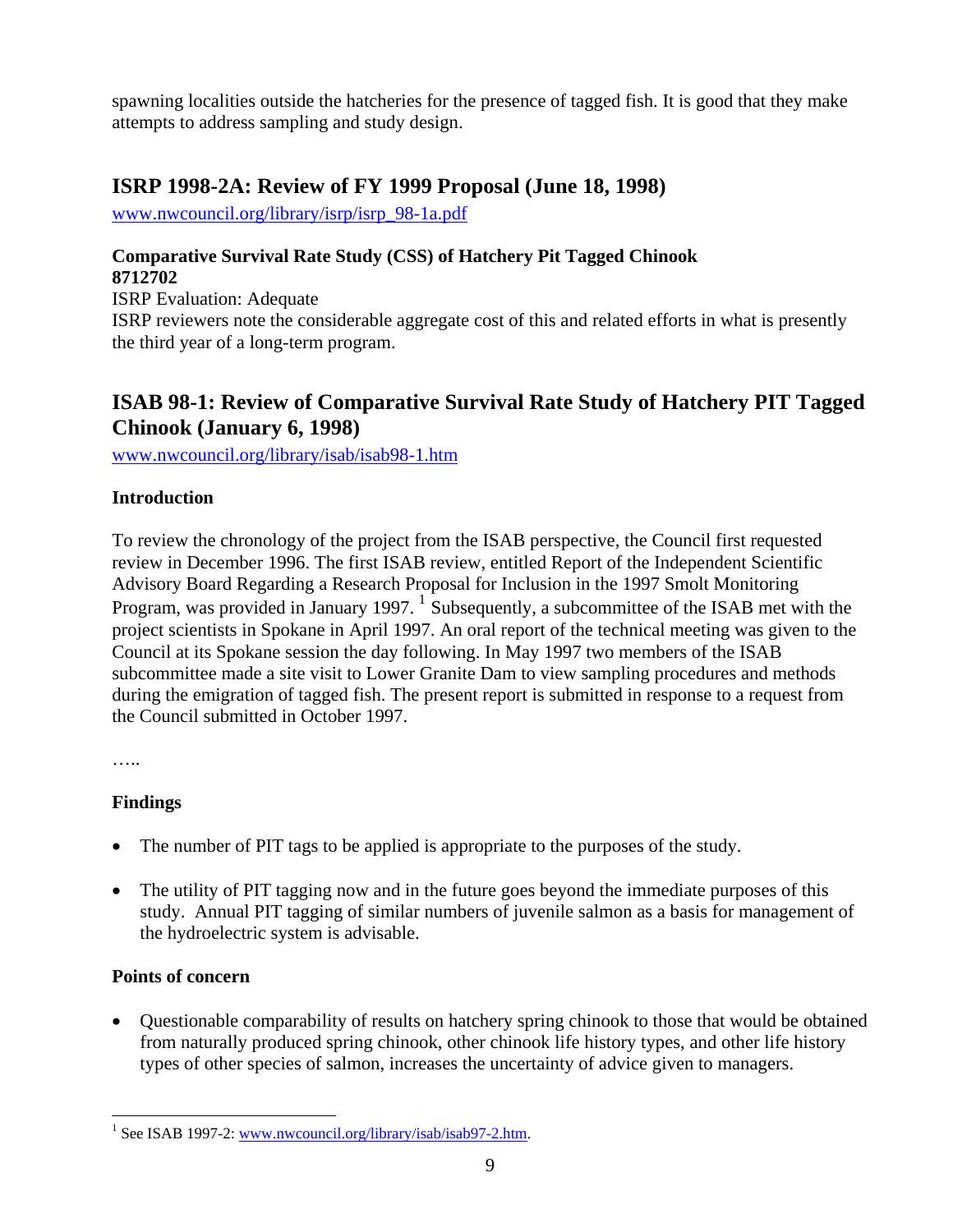spawning localities outside the hatcheries for the presence of tagged fish. It is good that they make attempts to address sampling and study design.

## ISRP 1998-2A: Review of FY 1999 Proposal (June 18, 1998)

www.nwcouncil.org/library/isrp/isrp_98-1a.pdf

**Comparative Survival Rate Study (CSS) of Hatchery Pit Tagged Chinook 8712702**

ISRP Evaluation: Adequate

ISRP reviewers note the considerable aggregate cost of this and related efforts in what is presently the third year of a long-term program.

## ISAB 98-1: Review of Comparative Survival Rate Study of Hatchery PIT Tagged Chinook (January 6, 1998)

www.nwcouncil.org/library/isab/isab98-1.htm

**Introduction**

To review the chronology of the project from the ISAB perspective, the Council first requested review in December 1996. The first ISAB review, entitled Report of the Independent Scientific Advisory Board Regarding a Research Proposal for Inclusion in the 1997 Smolt Monitoring Program, was provided in January 1997. [1] Subsequently, a subcommittee of the ISAB met with the project scientists in Spokane in April 1997. An oral report of the technical meeting was given to the Council at its Spokane session the day following. In May 1997 two members of the ISAB subcommittee made a site visit to Lower Granite Dam to view sampling procedures and methods during the emigration of tagged fish. The present report is submitted in response to a request from the Council submitted in October 1997.

…..

**Findings**

- The number of PIT tags to be applied is appropriate to the purposes of the study.
- The utility of PIT tagging now and in the future goes beyond the immediate purposes of this study. Annual PIT tagging of similar numbers of juvenile salmon as a basis for management of the hydroelectric system is advisable.

**Points of concern**

- Questionable comparability of results on hatchery spring chinook to those that would be obtained from naturally produced spring chinook, other chinook life history types, and other life history types of other species of salmon, increases the uncertainty of advice given to managers.

---

[1] See ISAB 1997-2: www.nwcouncil.org/library/isab/isab97-2.htm.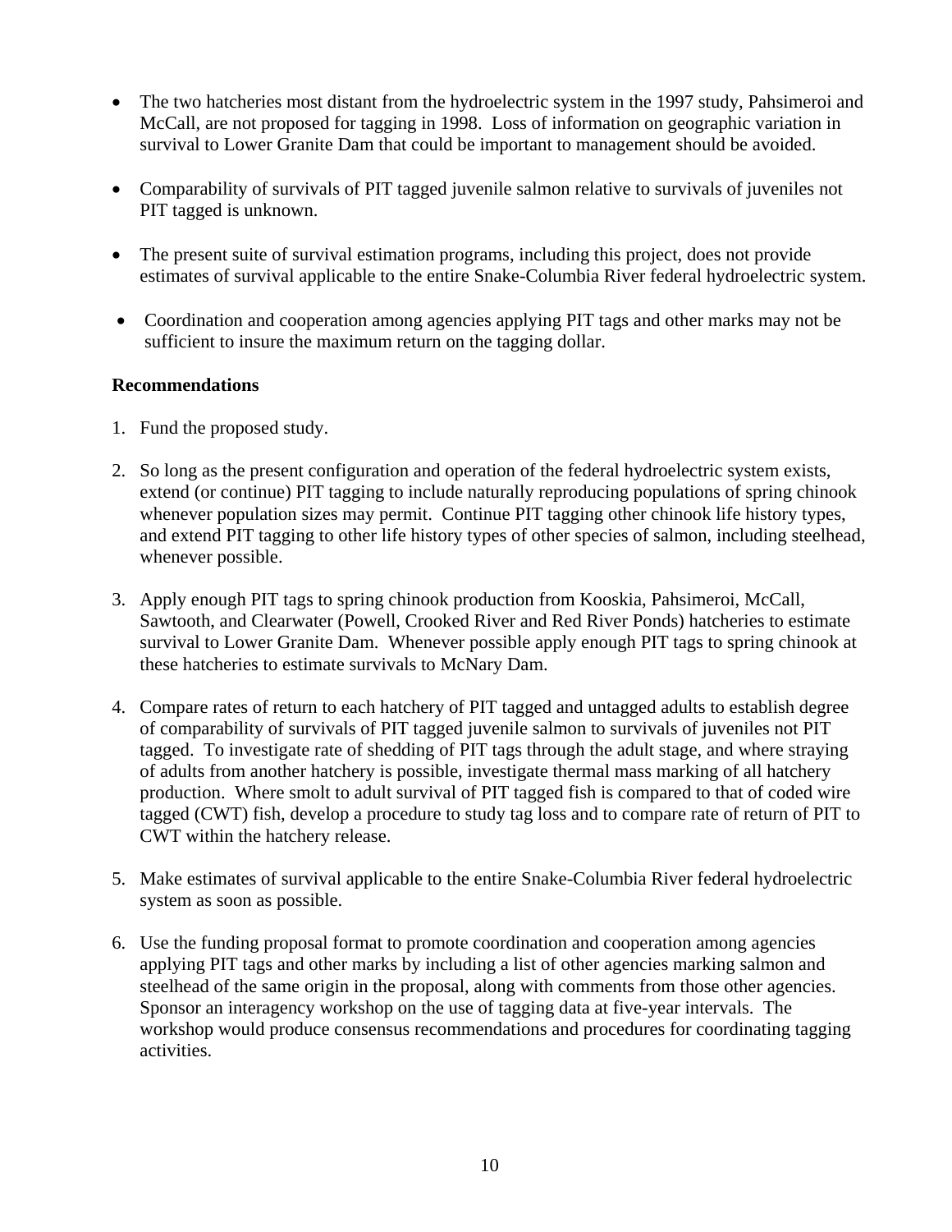- The two hatcheries most distant from the hydroelectric system in the 1997 study, Pahsimeroi and McCall, are not proposed for tagging in 1998. Loss of information on geographic variation in survival to Lower Granite Dam that could be important to management should be avoided.

- Comparability of survivals of PIT tagged juvenile salmon relative to survivals of juveniles not PIT tagged is unknown.

- The present suite of survival estimation programs, including this project, does not provide estimates of survival applicable to the entire Snake-Columbia River federal hydroelectric system.

- Coordination and cooperation among agencies applying PIT tags and other marks may not be sufficient to insure the maximum return on the tagging dollar.

**Recommendations**

1. Fund the proposed study.

2. So long as the present configuration and operation of the federal hydroelectric system exists, extend (or continue) PIT tagging to include naturally reproducing populations of spring chinook whenever population sizes may permit. Continue PIT tagging other chinook life history types, and extend PIT tagging to other life history types of other species of salmon, including steelhead, whenever possible.

3. Apply enough PIT tags to spring chinook production from Kooskia, Pahsimeroi, McCall, Sawtooth, and Clearwater (Powell, Crooked River and Red River Ponds) hatcheries to estimate survival to Lower Granite Dam. Whenever possible apply enough PIT tags to spring chinook at these hatcheries to estimate survivals to McNary Dam.

4. Compare rates of return to each hatchery of PIT tagged and untagged adults to establish degree of comparability of survivals of PIT tagged juvenile salmon to survivals of juveniles not PIT tagged. To investigate rate of shedding of PIT tags through the adult stage, and where straying of adults from another hatchery is possible, investigate thermal mass marking of all hatchery production. Where smolt to adult survival of PIT tagged fish is compared to that of coded wire tagged (CWT) fish, develop a procedure to study tag loss and to compare rate of return of PIT to CWT within the hatchery release.

5. Make estimates of survival applicable to the entire Snake-Columbia River federal hydroelectric system as soon as possible.

6. Use the funding proposal format to promote coordination and cooperation among agencies applying PIT tags and other marks by including a list of other agencies marking salmon and steelhead of the same origin in the proposal, along with comments from those other agencies. Sponsor an interagency workshop on the use of tagging data at five-year intervals. The workshop would produce consensus recommendations and procedures for coordinating tagging activities.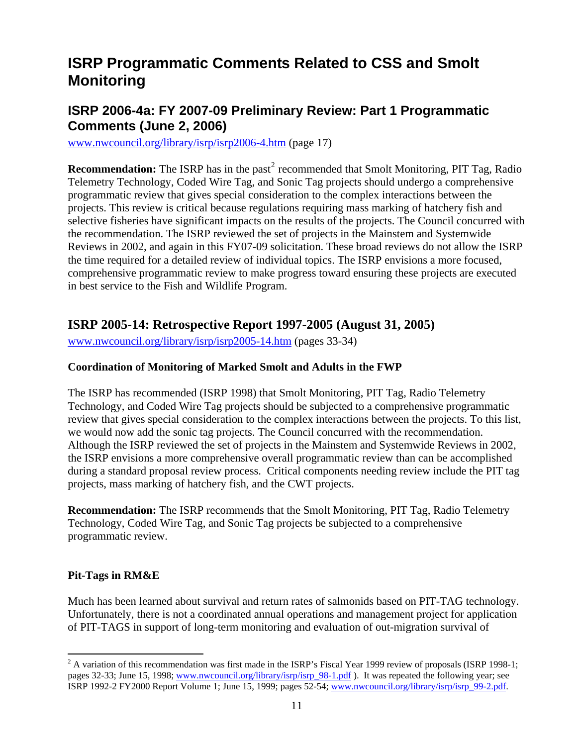# ISRP Programmatic Comments Related to CSS and Smolt Monitoring

## ISRP 2006-4a: FY 2007-09 Preliminary Review: Part 1 Programmatic Comments (June 2, 2006)

www.nwcouncil.org/library/isrp/isrp2006-4.htm (page 17)

**Recommendation:** The ISRP has in the past[2] recommended that Smolt Monitoring, PIT Tag, Radio Telemetry Technology, Coded Wire Tag, and Sonic Tag projects should undergo a comprehensive programmatic review that gives special consideration to the complex interactions between the projects. This review is critical because regulations requiring mass marking of hatchery fish and selective fisheries have significant impacts on the results of the projects. The Council concurred with the recommendation. The ISRP reviewed the set of projects in the Mainstem and Systemwide Reviews in 2002, and again in this FY07-09 solicitation. These broad reviews do not allow the ISRP the time required for a detailed review of individual topics. The ISRP envisions a more focused, comprehensive programmatic review to make progress toward ensuring these projects are executed in best service to the Fish and Wildlife Program.

## ISRP 2005-14: Retrospective Report 1997-2005 (August 31, 2005)

www.nwcouncil.org/library/isrp/isrp2005-14.htm (pages 33-34)

### Coordination of Monitoring of Marked Smolt and Adults in the FWP

The ISRP has recommended (ISRP 1998) that Smolt Monitoring, PIT Tag, Radio Telemetry Technology, and Coded Wire Tag projects should be subjected to a comprehensive programmatic review that gives special consideration to the complex interactions between the projects. To this list, we would now add the sonic tag projects. The Council concurred with the recommendation. Although the ISRP reviewed the set of projects in the Mainstem and Systemwide Reviews in 2002, the ISRP envisions a more comprehensive overall programmatic review than can be accomplished during a standard proposal review process. Critical components needing review include the PIT tag projects, mass marking of hatchery fish, and the CWT projects.

**Recommendation:** The ISRP recommends that the Smolt Monitoring, PIT Tag, Radio Telemetry Technology, Coded Wire Tag, and Sonic Tag projects be subjected to a comprehensive programmatic review.

### Pit-Tags in RM&E

Much has been learned about survival and return rates of salmonids based on PIT-TAG technology. Unfortunately, there is not a coordinated annual operations and management project for application of PIT-TAGS in support of long-term monitoring and evaluation of out-migration survival of

---

[2] A variation of this recommendation was first made in the ISRP's Fiscal Year 1999 review of proposals (ISRP 1998-1; pages 32-33; June 15, 1998; www.nwcouncil.org/library/isrp/isrp_98-1.pdf ). It was repeated the following year; see ISRP 1992-2 FY2000 Report Volume 1; June 15, 1999; pages 52-54; www.nwcouncil.org/library/isrp/isrp_99-2.pdf.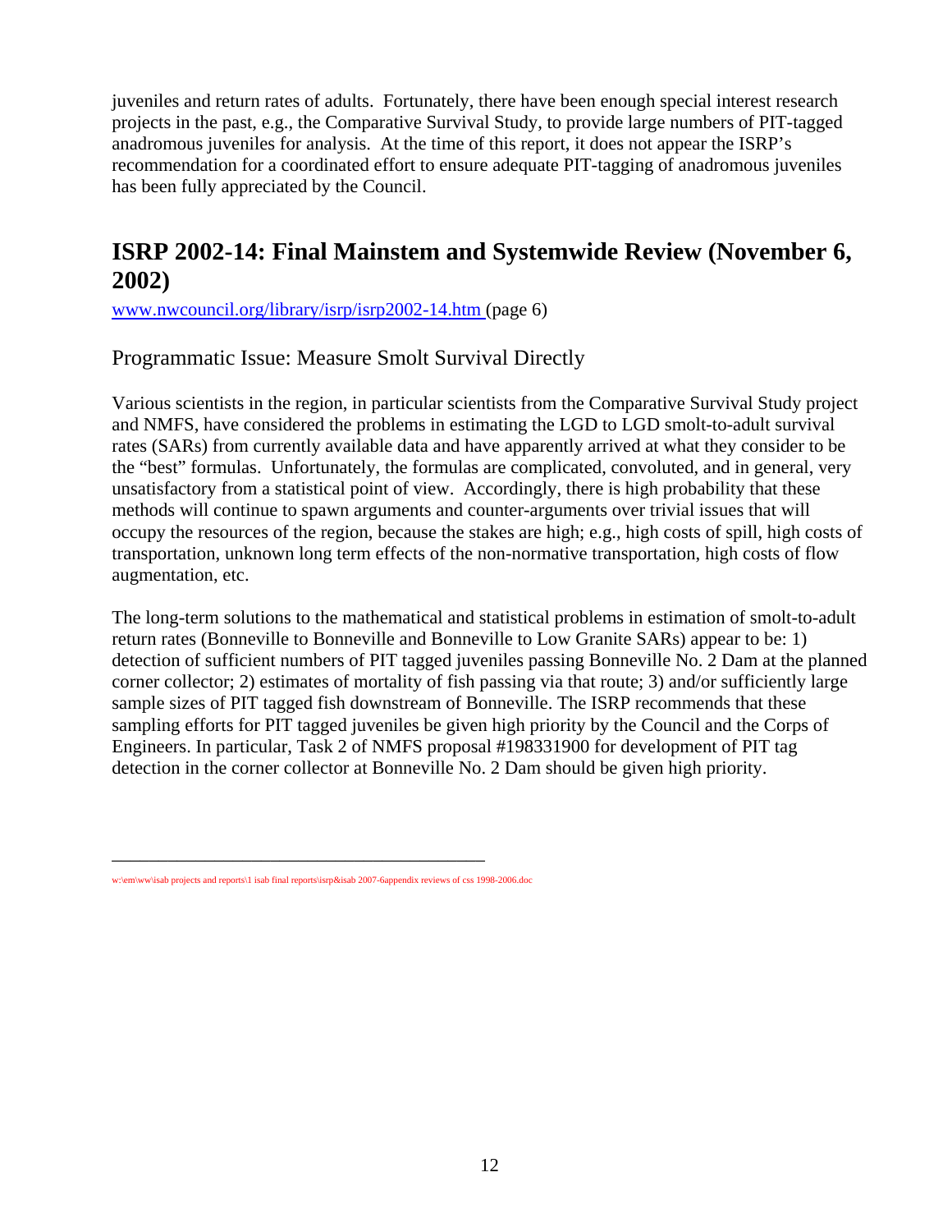juveniles and return rates of adults. Fortunately, there have been enough special interest research projects in the past, e.g., the Comparative Survival Study, to provide large numbers of PIT-tagged anadromous juveniles for analysis. At the time of this report, it does not appear the ISRP's recommendation for a coordinated effort to ensure adequate PIT-tagging of anadromous juveniles has been fully appreciated by the Council.

## ISRP 2002-14: Final Mainstem and Systemwide Review (November 6, 2002)

[www.nwcouncil.org/library/isrp/isrp2002-14.htm](www.nwcouncil.org/library/isrp/isrp2002-14.htm) (page 6)

### Programmatic Issue: Measure Smolt Survival Directly

Various scientists in the region, in particular scientists from the Comparative Survival Study project and NMFS, have considered the problems in estimating the LGD to LGD smolt-to-adult survival rates (SARs) from currently available data and have apparently arrived at what they consider to be the "best" formulas. Unfortunately, the formulas are complicated, convoluted, and in general, very unsatisfactory from a statistical point of view. Accordingly, there is high probability that these methods will continue to spawn arguments and counter-arguments over trivial issues that will occupy the resources of the region, because the stakes are high; e.g., high costs of spill, high costs of transportation, unknown long term effects of the non-normative transportation, high costs of flow augmentation, etc.

The long-term solutions to the mathematical and statistical problems in estimation of smolt-to-adult return rates (Bonneville to Bonneville and Bonneville to Low Granite SARs) appear to be: 1) detection of sufficient numbers of PIT tagged juveniles passing Bonneville No. 2 Dam at the planned corner collector; 2) estimates of mortality of fish passing via that route; 3) and/or sufficiently large sample sizes of PIT tagged fish downstream of Bonneville. The ISRP recommends that these sampling efforts for PIT tagged juveniles be given high priority by the Council and the Corps of Engineers. In particular, Task 2 of NMFS proposal #198331900 for development of PIT tag detection in the corner collector at Bonneville No. 2 Dam should be given high priority.